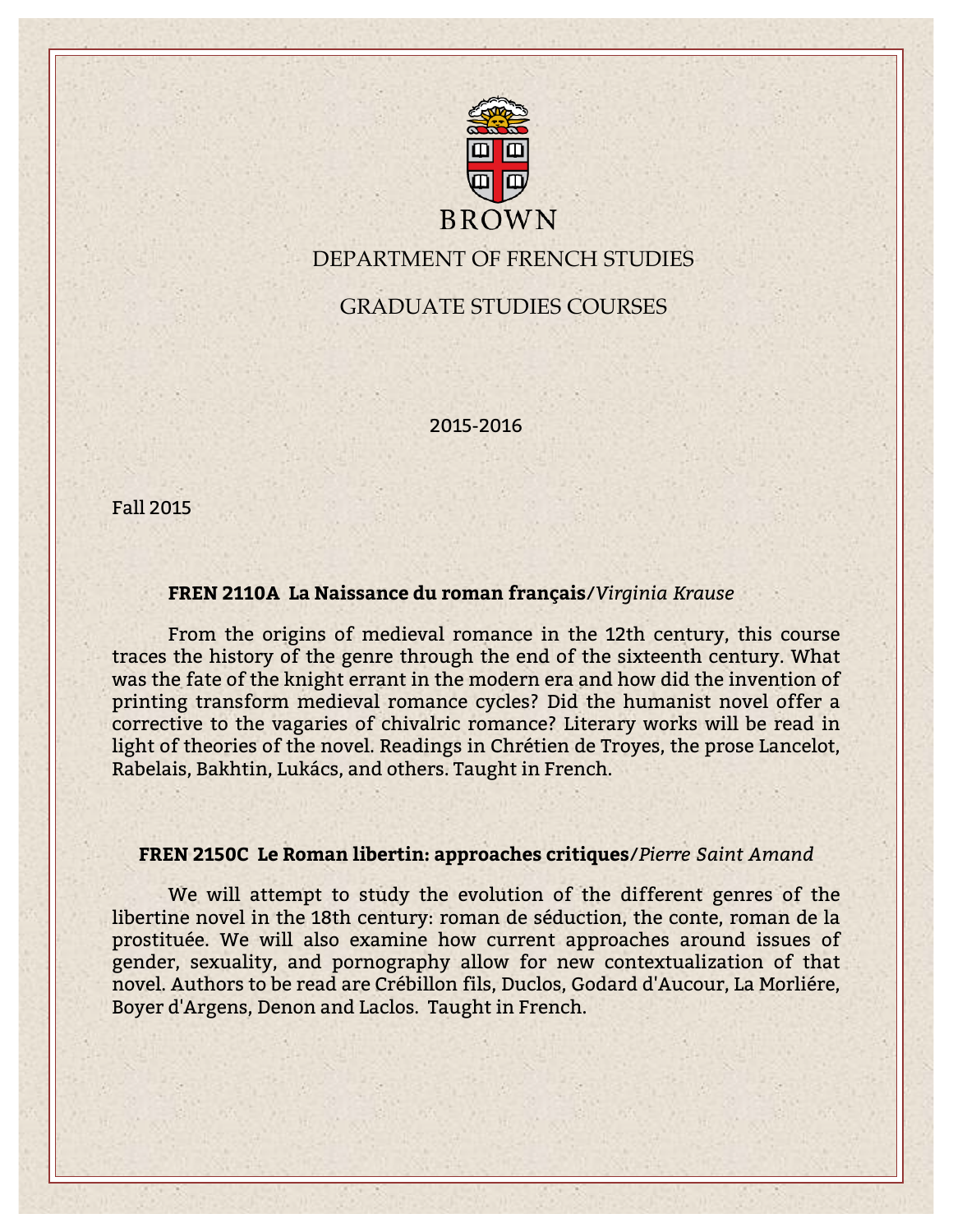BROWN

# DEPARTMENT OF FRENCH STUDIES

## GRADUATE STUDIES COURSES

2015-2016

Fall 2015

**FREN 2110A La Naissance du roman français/***Virginia Krause*

From the origins of medieval romance in the 12th century, this course traces the history of the genre through the end of the sixteenth century. What was the fate of the knight errant in the modern era and how did the invention of printing transform medieval romance cycles? Did the humanist novel offer a corrective to the vagaries of chivalric romance? Literary works will be read in light of theories of the novel. Readings in Chrétien de Troyes, the prose Lancelot, Rabelais, Bakhtin, Lukács, and others. Taught in French.

**FREN 2150C Le Roman libertin: approaches critiques/***Pierre Saint Amand*

We will attempt to study the evolution of the different genres of the libertine novel in the 18th century: roman de séduction, the conte, roman de la prostituée. We will also examine how current approaches around issues of gender, sexuality, and pornography allow for new contextualization of that novel. Authors to be read are Crébillon fils, Duclos, Godard d'Aucour, La Morliére, Boyer d'Argens, Denon and Laclos. Taught in French.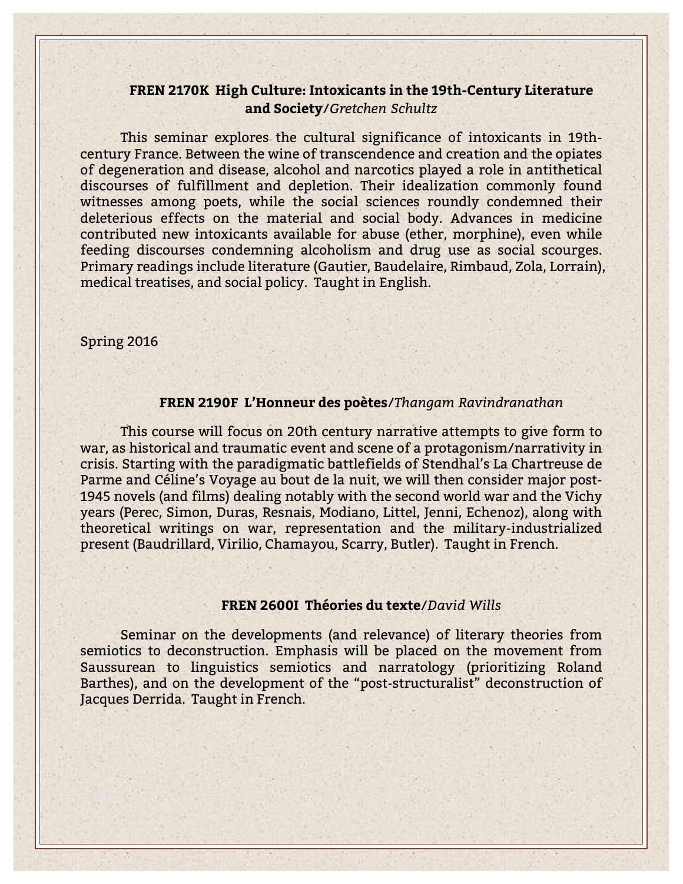### FREN 2170K High Culture: Intoxicants in the 19th-Century Literature and Society/*Gretchen Schultz*

This seminar explores the cultural significance of intoxicants in 19th-century France. Between the wine of transcendence and creation and the opiates of degeneration and disease, alcohol and narcotics played a role in antithetical discourses of fulfillment and depletion. Their idealization commonly found witnesses among poets, while the social sciences roundly condemned their deleterious effects on the material and social body. Advances in medicine contributed new intoxicants available for abuse (ether, morphine), even while feeding discourses condemning alcoholism and drug use as social scourges. Primary readings include literature (Gautier, Baudelaire, Rimbaud, Zola, Lorrain), medical treatises, and social policy. Taught in English.

Spring 2016

### FREN 2190F L'Honneur des poètes/*Thangam Ravindranathan*

This course will focus on 20th century narrative attempts to give form to war, as historical and traumatic event and scene of a protagonism/narrativity in crisis. Starting with the paradigmatic battlefields of Stendhal's La Chartreuse de Parme and Céline's Voyage au bout de la nuit, we will then consider major post-1945 novels (and films) dealing notably with the second world war and the Vichy years (Perec, Simon, Duras, Resnais, Modiano, Littel, Jenni, Echenoz), along with theoretical writings on war, representation and the military-industrialized present (Baudrillard, Virilio, Chamayou, Scarry, Butler). Taught in French.

### FREN 2600I Théories du texte/*David Wills*

Seminar on the developments (and relevance) of literary theories from semiotics to deconstruction. Emphasis will be placed on the movement from Saussurean to linguistics semiotics and narratology (prioritizing Roland Barthes), and on the development of the "post-structuralist" deconstruction of Jacques Derrida. Taught in French.